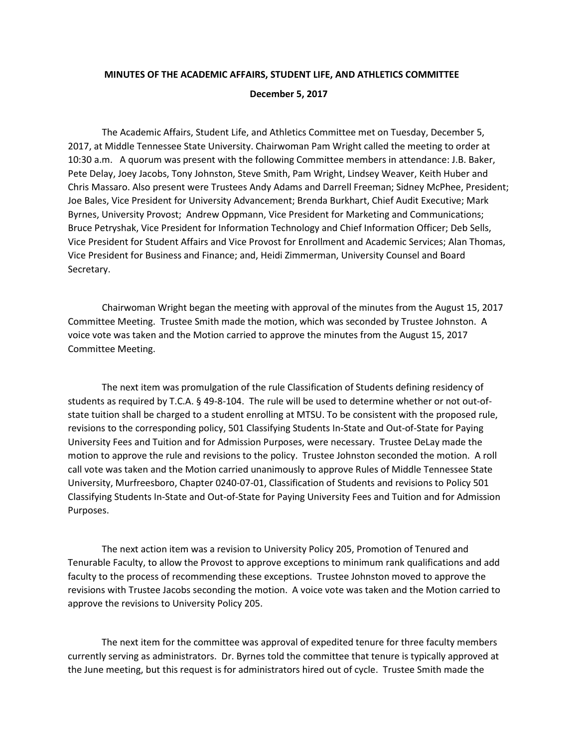**MINUTES OF THE ACADEMIC AFFAIRS, STUDENT LIFE, AND ATHLETICS COMMITTEE**

**December 5, 2017**

The Academic Affairs, Student Life, and Athletics Committee met on Tuesday, December 5, 2017, at Middle Tennessee State University. Chairwoman Pam Wright called the meeting to order at 10:30 a.m. A quorum was present with the following Committee members in attendance: J.B. Baker, Pete Delay, Joey Jacobs, Tony Johnston, Steve Smith, Pam Wright, Lindsey Weaver, Keith Huber and Chris Massaro. Also present were Trustees Andy Adams and Darrell Freeman; Sidney McPhee, President; Joe Bales, Vice President for University Advancement; Brenda Burkhart, Chief Audit Executive; Mark Byrnes, University Provost; Andrew Oppmann, Vice President for Marketing and Communications; Bruce Petryshak, Vice President for Information Technology and Chief Information Officer; Deb Sells, Vice President for Student Affairs and Vice Provost for Enrollment and Academic Services; Alan Thomas, Vice President for Business and Finance; and, Heidi Zimmerman, University Counsel and Board Secretary.

Chairwoman Wright began the meeting with approval of the minutes from the August 15, 2017 Committee Meeting. Trustee Smith made the motion, which was seconded by Trustee Johnston. A voice vote was taken and the Motion carried to approve the minutes from the August 15, 2017 Committee Meeting.

The next item was promulgation of the rule Classification of Students defining residency of students as required by T.C.A. § 49-8-104. The rule will be used to determine whether or not out-of-state tuition shall be charged to a student enrolling at MTSU. To be consistent with the proposed rule, revisions to the corresponding policy, 501 Classifying Students In-State and Out-of-State for Paying University Fees and Tuition and for Admission Purposes, were necessary. Trustee DeLay made the motion to approve the rule and revisions to the policy. Trustee Johnston seconded the motion. A roll call vote was taken and the Motion carried unanimously to approve Rules of Middle Tennessee State University, Murfreesboro, Chapter 0240-07-01, Classification of Students and revisions to Policy 501 Classifying Students In-State and Out-of-State for Paying University Fees and Tuition and for Admission Purposes.

The next action item was a revision to University Policy 205, Promotion of Tenured and Tenurable Faculty, to allow the Provost to approve exceptions to minimum rank qualifications and add faculty to the process of recommending these exceptions. Trustee Johnston moved to approve the revisions with Trustee Jacobs seconding the motion. A voice vote was taken and the Motion carried to approve the revisions to University Policy 205.

The next item for the committee was approval of expedited tenure for three faculty members currently serving as administrators. Dr. Byrnes told the committee that tenure is typically approved at the June meeting, but this request is for administrators hired out of cycle. Trustee Smith made the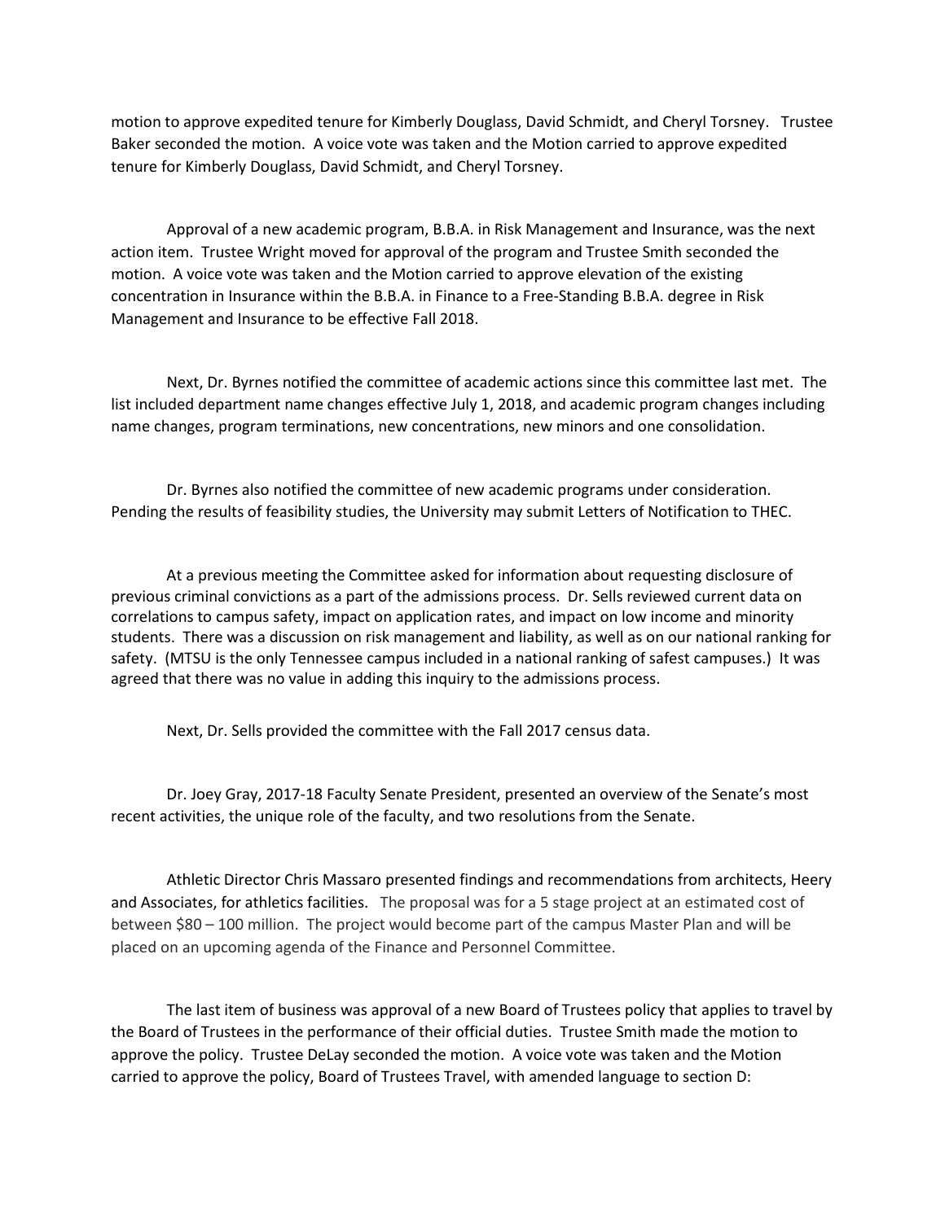motion to approve expedited tenure for Kimberly Douglass, David Schmidt, and Cheryl Torsney. Trustee Baker seconded the motion. A voice vote was taken and the Motion carried to approve expedited tenure for Kimberly Douglass, David Schmidt, and Cheryl Torsney.

Approval of a new academic program, B.B.A. in Risk Management and Insurance, was the next action item. Trustee Wright moved for approval of the program and Trustee Smith seconded the motion. A voice vote was taken and the Motion carried to approve elevation of the existing concentration in Insurance within the B.B.A. in Finance to a Free-Standing B.B.A. degree in Risk Management and Insurance to be effective Fall 2018.

Next, Dr. Byrnes notified the committee of academic actions since this committee last met. The list included department name changes effective July 1, 2018, and academic program changes including name changes, program terminations, new concentrations, new minors and one consolidation.

Dr. Byrnes also notified the committee of new academic programs under consideration. Pending the results of feasibility studies, the University may submit Letters of Notification to THEC.

At a previous meeting the Committee asked for information about requesting disclosure of previous criminal convictions as a part of the admissions process. Dr. Sells reviewed current data on correlations to campus safety, impact on application rates, and impact on low income and minority students. There was a discussion on risk management and liability, as well as on our national ranking for safety. (MTSU is the only Tennessee campus included in a national ranking of safest campuses.) It was agreed that there was no value in adding this inquiry to the admissions process.

Next, Dr. Sells provided the committee with the Fall 2017 census data.

Dr. Joey Gray, 2017-18 Faculty Senate President, presented an overview of the Senate's most recent activities, the unique role of the faculty, and two resolutions from the Senate.

Athletic Director Chris Massaro presented findings and recommendations from architects, Heery and Associates, for athletics facilities. The proposal was for a 5 stage project at an estimated cost of between $80 – 100 million. The project would become part of the campus Master Plan and will be placed on an upcoming agenda of the Finance and Personnel Committee.

The last item of business was approval of a new Board of Trustees policy that applies to travel by the Board of Trustees in the performance of their official duties. Trustee Smith made the motion to approve the policy. Trustee DeLay seconded the motion. A voice vote was taken and the Motion carried to approve the policy, Board of Trustees Travel, with amended language to section D: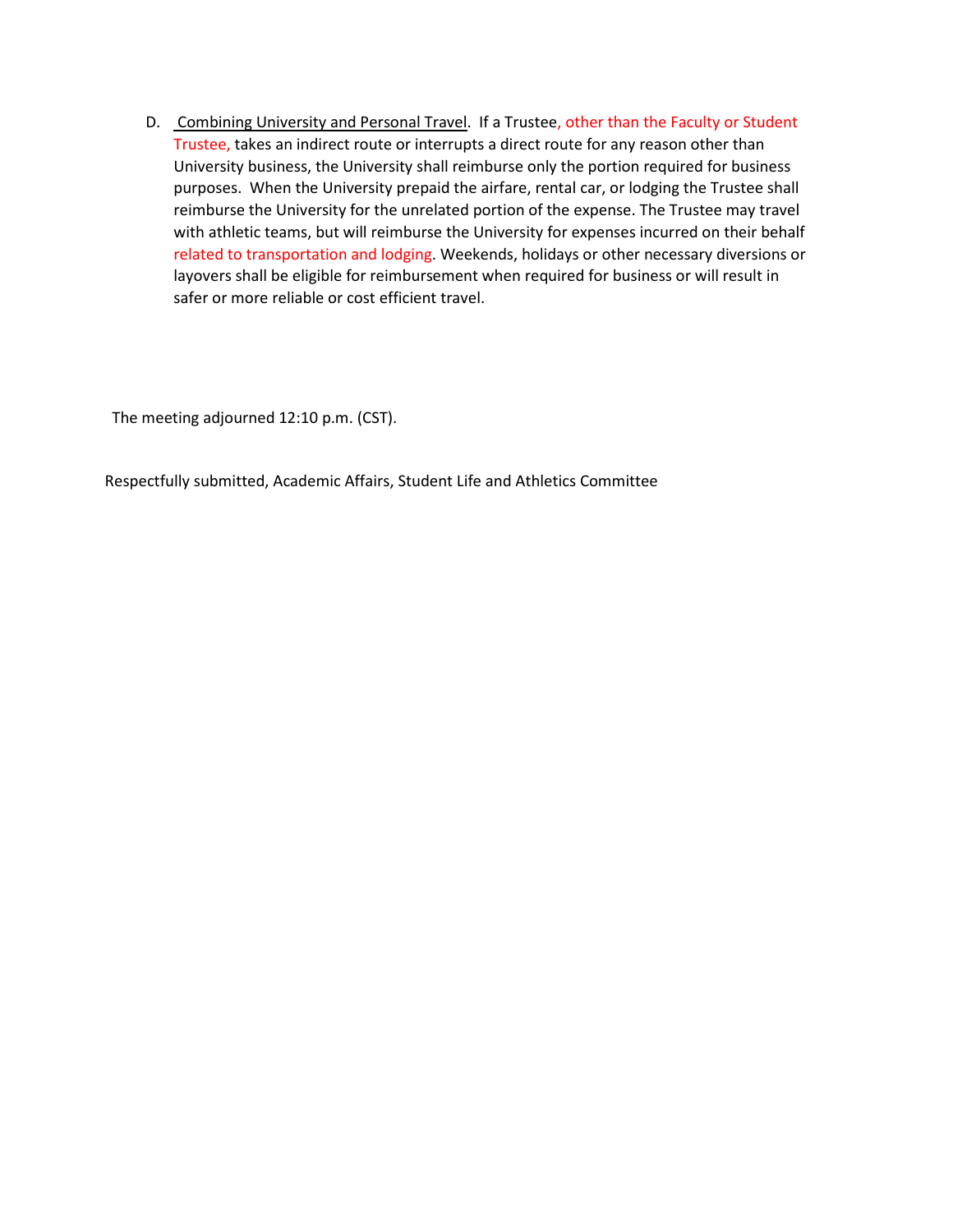D. Combining University and Personal Travel. If a Trustee, other than the Faculty or Student Trustee, takes an indirect route or interrupts a direct route for any reason other than University business, the University shall reimburse only the portion required for business purposes. When the University prepaid the airfare, rental car, or lodging the Trustee shall reimburse the University for the unrelated portion of the expense. The Trustee may travel with athletic teams, but will reimburse the University for expenses incurred on their behalf related to transportation and lodging. Weekends, holidays or other necessary diversions or layovers shall be eligible for reimbursement when required for business or will result in safer or more reliable or cost efficient travel.

The meeting adjourned 12:10 p.m. (CST).

Respectfully submitted, Academic Affairs, Student Life and Athletics Committee